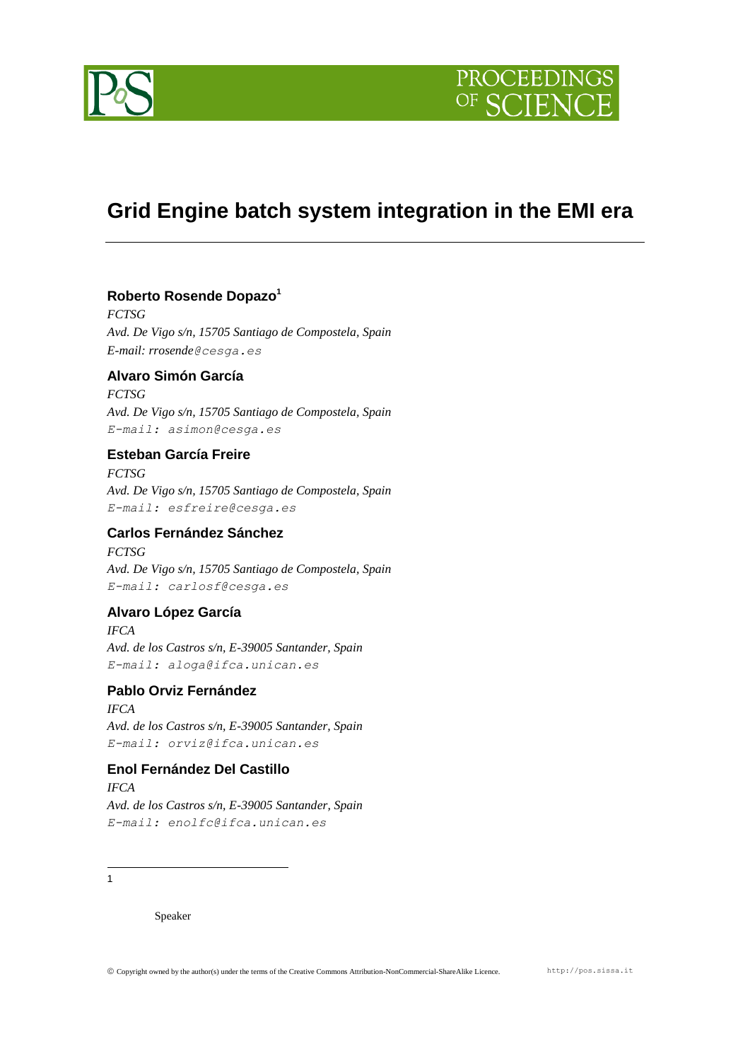# Grid Engine batch system integration in the EMI era

**Roberto Rosende Dopazo**[1]

*FCTSG*
*Avd. De Vigo s/n, 15705 Santiago de Compostela, Spain*
*E-mail: rrosende@cesga.es*

**Alvaro Simón García**

*FCTSG*
*Avd. De Vigo s/n, 15705 Santiago de Compostela, Spain*
*E-mail: asimon@cesga.es*

**Esteban García Freire**

*FCTSG*
*Avd. De Vigo s/n, 15705 Santiago de Compostela, Spain*
*E-mail: esfreire@cesga.es*

**Carlos Fernández Sánchez**

*FCTSG*
*Avd. De Vigo s/n, 15705 Santiago de Compostela, Spain*
*E-mail: carlosf@cesga.es*

**Alvaro López García**

*IFCA*
*Avd. de los Castros s/n, E-39005 Santander, Spain*
*E-mail: aloga@ifca.unican.es*

**Pablo Orviz Fernández**

*IFCA*
*Avd. de los Castros s/n, E-39005 Santander, Spain*
*E-mail: orviz@ifca.unican.es*

**Enol Fernández Del Castillo**

*IFCA*
*Avd. de los Castros s/n, E-39005 Santander, Spain*
*E-mail: enolfc@ifca.unican.es*

---

[1] Speaker

© Copyright owned by the author(s) under the terms of the Creative Commons Attribution-NonCommercial-ShareAlike Licence. http://pos.sissa.it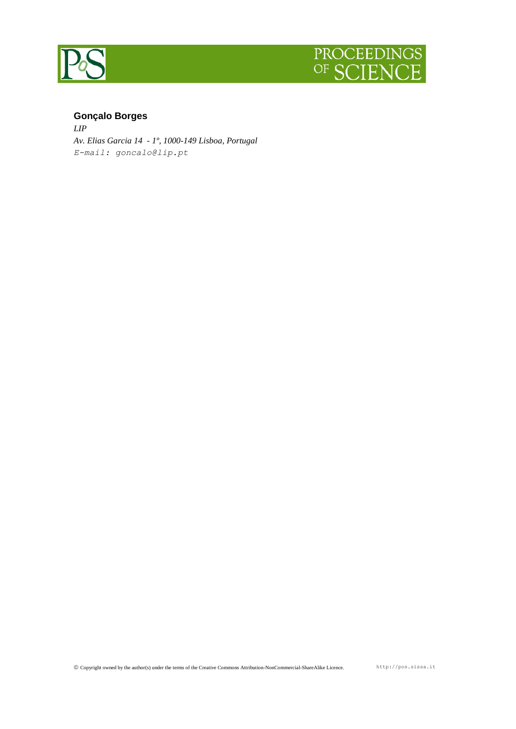**Gonçalo Borges**

*LIP*

*Av. Elias Garcia 14 - 1º, 1000-149 Lisboa, Portugal*

*E-mail: goncalo@lip.pt*

© Copyright owned by the author(s) under the terms of the Creative Commons Attribution-NonCommercial-ShareAlike Licence. http://pos.sissa.it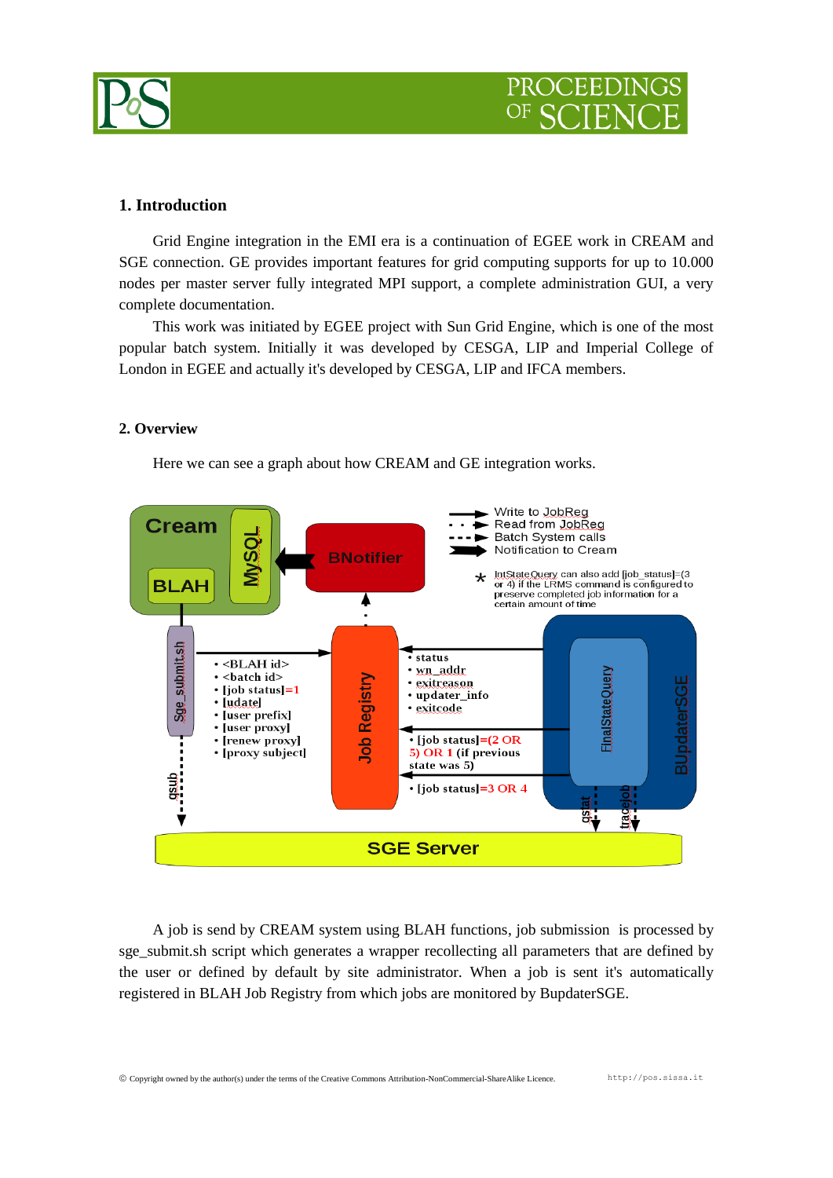## 1. Introduction

Grid Engine integration in the EMI era is a continuation of EGEE work in CREAM and SGE connection. GE provides important features for grid computing supports for up to 10.000 nodes per master server fully integrated MPI support, a complete administration GUI, a very complete documentation.

This work was initiated by EGEE project with Sun Grid Engine, which is one of the most popular batch system. Initially it was developed by CESGA, LIP and Imperial College of London in EGEE and actually it's developed by CESGA, LIP and IFCA members.

## 2. Overview

Here we can see a graph about how CREAM and GE integration works.

A job is send by CREAM system using BLAH functions, job submission is processed by sge_submit.sh script which generates a wrapper recollecting all parameters that are defined by the user or defined by default by site administrator. When a job is sent it's automatically registered in BLAH Job Registry from which jobs are monitored by BupdaterSGE.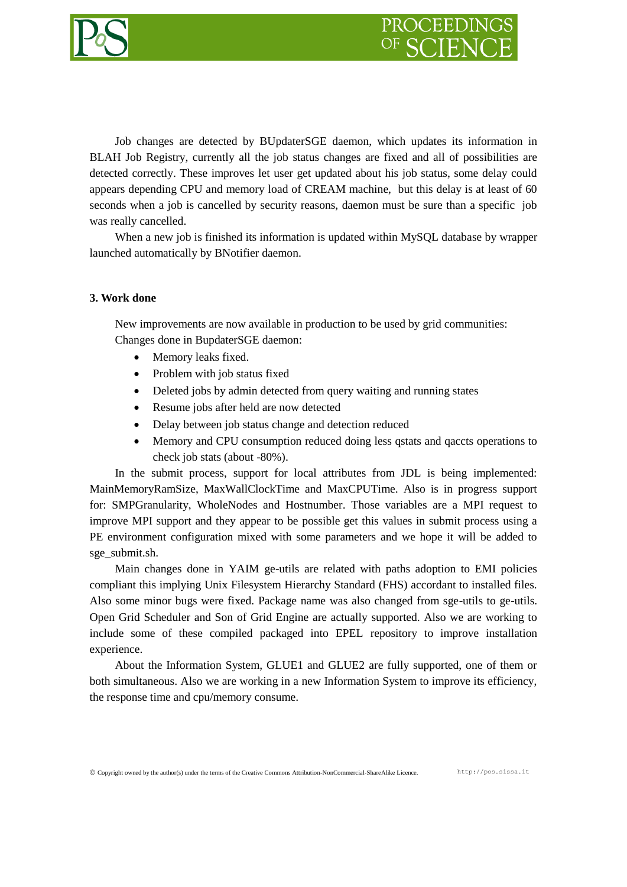Job changes are detected by BUpdaterSGE daemon, which updates its information in BLAH Job Registry, currently all the job status changes are fixed and all of possibilities are detected correctly. These improves let user get updated about his job status, some delay could appears depending CPU and memory load of CREAM machine, but this delay is at least of 60 seconds when a job is cancelled by security reasons, daemon must be sure than a specific job was really cancelled.

When a new job is finished its information is updated within MySQL database by wrapper launched automatically by BNotifier daemon.

## 3. Work done

New improvements are now available in production to be used by grid communities: Changes done in BupdaterSGE daemon:

- Memory leaks fixed.
- Problem with job status fixed
- Deleted jobs by admin detected from query waiting and running states
- Resume jobs after held are now detected
- Delay between job status change and detection reduced
- Memory and CPU consumption reduced doing less qstats and qaccts operations to check job stats (about -80%).

In the submit process, support for local attributes from JDL is being implemented: MainMemoryRamSize, MaxWallClockTime and MaxCPUTime. Also is in progress support for: SMPGranularity, WholeNodes and Hostnumber. Those variables are a MPI request to improve MPI support and they appear to be possible get this values in submit process using a PE environment configuration mixed with some parameters and we hope it will be added to sge_submit.sh.

Main changes done in YAIM ge-utils are related with paths adoption to EMI policies compliant this implying Unix Filesystem Hierarchy Standard (FHS) accordant to installed files. Also some minor bugs were fixed. Package name was also changed from sge-utils to ge-utils. Open Grid Scheduler and Son of Grid Engine are actually supported. Also we are working to include some of these compiled packaged into EPEL repository to improve installation experience.

About the Information System, GLUE1 and GLUE2 are fully supported, one of them or both simultaneous. Also we are working in a new Information System to improve its efficiency, the response time and cpu/memory consume.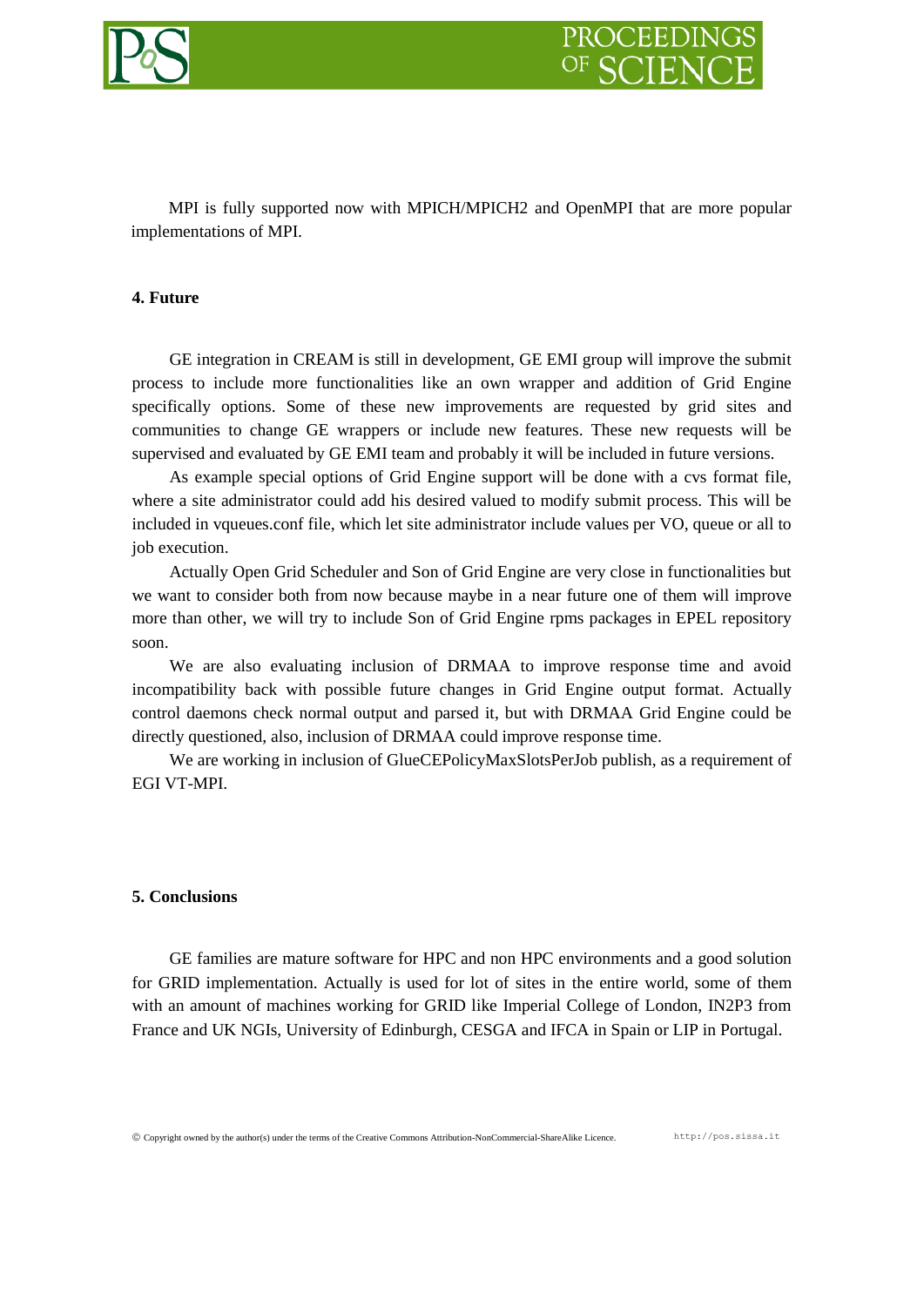MPI is fully supported now with MPICH/MPICH2 and OpenMPI that are more popular implementations of MPI.

## 4. Future

GE integration in CREAM is still in development, GE EMI group will improve the submit process to include more functionalities like an own wrapper and addition of Grid Engine specifically options. Some of these new improvements are requested by grid sites and communities to change GE wrappers or include new features. These new requests will be supervised and evaluated by GE EMI team and probably it will be included in future versions.

As example special options of Grid Engine support will be done with a cvs format file, where a site administrator could add his desired valued to modify submit process. This will be included in vqueues.conf file, which let site administrator include values per VO, queue or all to job execution.

Actually Open Grid Scheduler and Son of Grid Engine are very close in functionalities but we want to consider both from now because maybe in a near future one of them will improve more than other, we will try to include Son of Grid Engine rpms packages in EPEL repository soon.

We are also evaluating inclusion of DRMAA to improve response time and avoid incompatibility back with possible future changes in Grid Engine output format. Actually control daemons check normal output and parsed it, but with DRMAA Grid Engine could be directly questioned, also, inclusion of DRMAA could improve response time.

We are working in inclusion of GlueCEPolicyMaxSlotsPerJob publish, as a requirement of EGI VT-MPI.

## 5. Conclusions

GE families are mature software for HPC and non HPC environments and a good solution for GRID implementation. Actually is used for lot of sites in the entire world, some of them with an amount of machines working for GRID like Imperial College of London, IN2P3 from France and UK NGIs, University of Edinburgh, CESGA and IFCA in Spain or LIP in Portugal.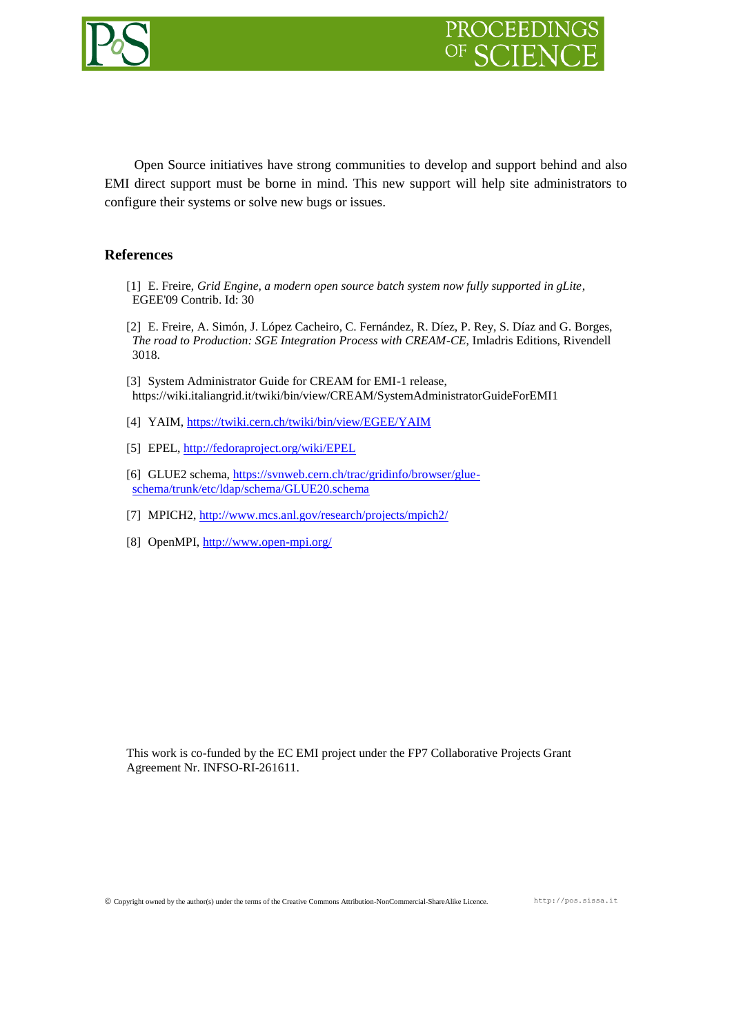Open Source initiatives have strong communities to develop and support behind and also EMI direct support must be borne in mind. This new support will help site administrators to configure their systems or solve new bugs or issues.

## References

[1] E. Freire, *Grid Engine, a modern open source batch system now fully supported in gLite*, EGEE'09 Contrib. Id: 30

[2] E. Freire, A. Simón, J. López Cacheiro, C. Fernández, R. Díez, P. Rey, S. Díaz and G. Borges, *The road to Production: SGE Integration Process with CREAM-CE*, Imladris Editions, Rivendell 3018.

[3] System Administrator Guide for CREAM for EMI-1 release, https://wiki.italiangrid.it/twiki/bin/view/CREAM/SystemAdministratorGuideForEMI1

[4] YAIM, https://twiki.cern.ch/twiki/bin/view/EGEE/YAIM

[5] EPEL, http://fedoraproject.org/wiki/EPEL

[6] GLUE2 schema, https://svnweb.cern.ch/trac/gridinfo/browser/glue-schema/trunk/etc/ldap/schema/GLUE20.schema

[7] MPICH2, http://www.mcs.anl.gov/research/projects/mpich2/

[8] OpenMPI, http://www.open-mpi.org/

This work is co-funded by the EC EMI project under the FP7 Collaborative Projects Grant Agreement Nr. INFSO-RI-261611.